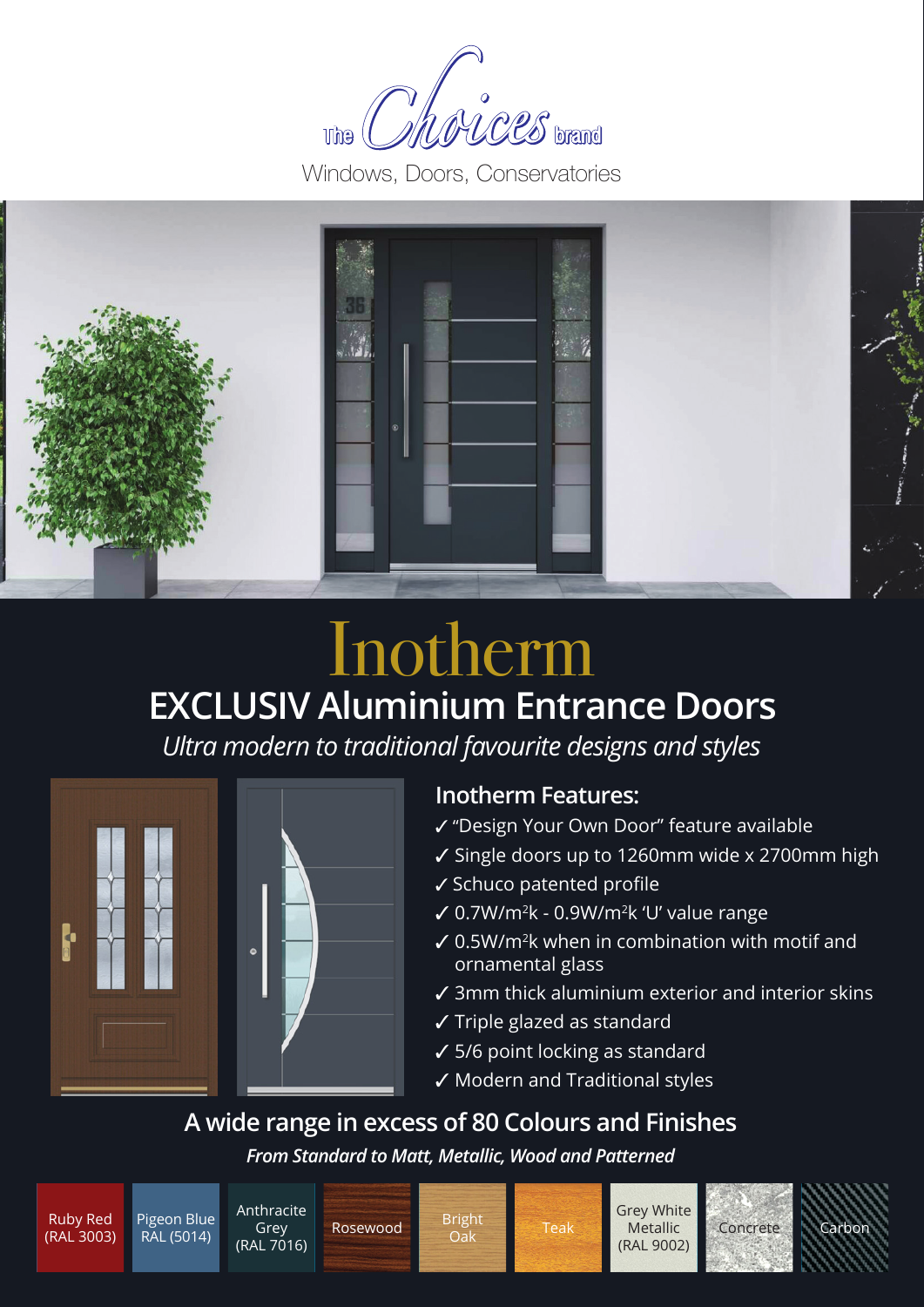The Choices brand

Windows, Doors, Conservatories

# Inotherm

## EXCLUSIV Aluminium Entrance Doors

*Ultra modern to traditional favourite designs and styles*

### Inotherm Features:

- ✓ "Design Your Own Door" feature available
- ✓ Single doors up to 1260mm wide x 2700mm high
- ✓ Schuco patented profile
- ✓ 0.7W/m²k - 0.9W/m²k 'U' value range
- ✓ 0.5W/m²k when in combination with motif and ornamental glass
- ✓ 3mm thick aluminium exterior and interior skins
- ✓ Triple glazed as standard
- ✓ 5/6 point locking as standard
- ✓ Modern and Traditional styles

## A wide range in excess of 80 Colours and Finishes

*From Standard to Matt, Metallic, Wood and Patterned*

| Ruby Red (RAL 3003) | Pigeon Blue RAL (5014) | Anthracite Grey (RAL 7016) | Rosewood | Bright Oak | Teak | Grey White Metallic (RAL 9002) | Concrete | Carbon |
|---|---|---|---|---|---|---|---|---|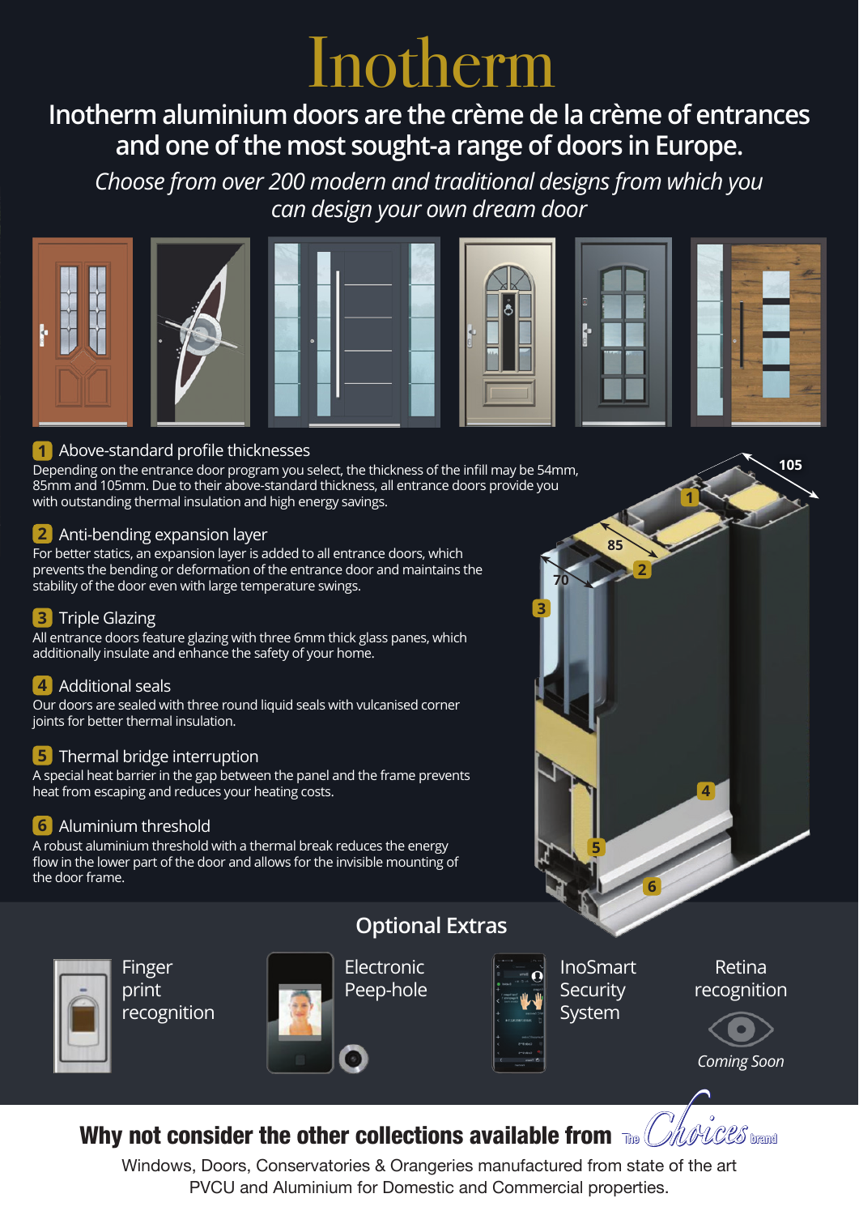# Inotherm

## Inotherm aluminium doors are the crème de la crème of entrances and one of the most sought-a range of doors in Europe.

*Choose from over 200 modern and traditional designs from which you can design your own dream door*

### 1 Above-standard profile thicknesses

Depending on the entrance door program you select, the thickness of the infill may be 54mm, 85mm and 105mm. Due to their above-standard thickness, all entrance doors provide you with outstanding thermal insulation and high energy savings.

### 2 Anti-bending expansion layer

For better statics, an expansion layer is added to all entrance doors, which prevents the bending or deformation of the entrance door and maintains the stability of the door even with large temperature swings.

### 3 Triple Glazing

All entrance doors feature glazing with three 6mm thick glass panes, which additionally insulate and enhance the safety of your home.

### 4 Additional seals

Our doors are sealed with three round liquid seals with vulcanised corner joints for better thermal insulation.

### 5 Thermal bridge interruption

A special heat barrier in the gap between the panel and the frame prevents heat from escaping and reduces your heating costs.

### 6 Aluminium threshold

A robust aluminium threshold with a thermal break reduces the energy flow in the lower part of the door and allows for the invisible mounting of the door frame.

105

85

70

## Optional Extras

- Finger print recognition
- Electronic Peep-hole
- InoSmart Security System
- Retina recognition *Coming Soon*

## Why not consider the other collections available from The Choices brand

Windows, Doors, Conservatories & Orangeries manufactured from state of the art PVCU and Aluminium for Domestic and Commercial properties.